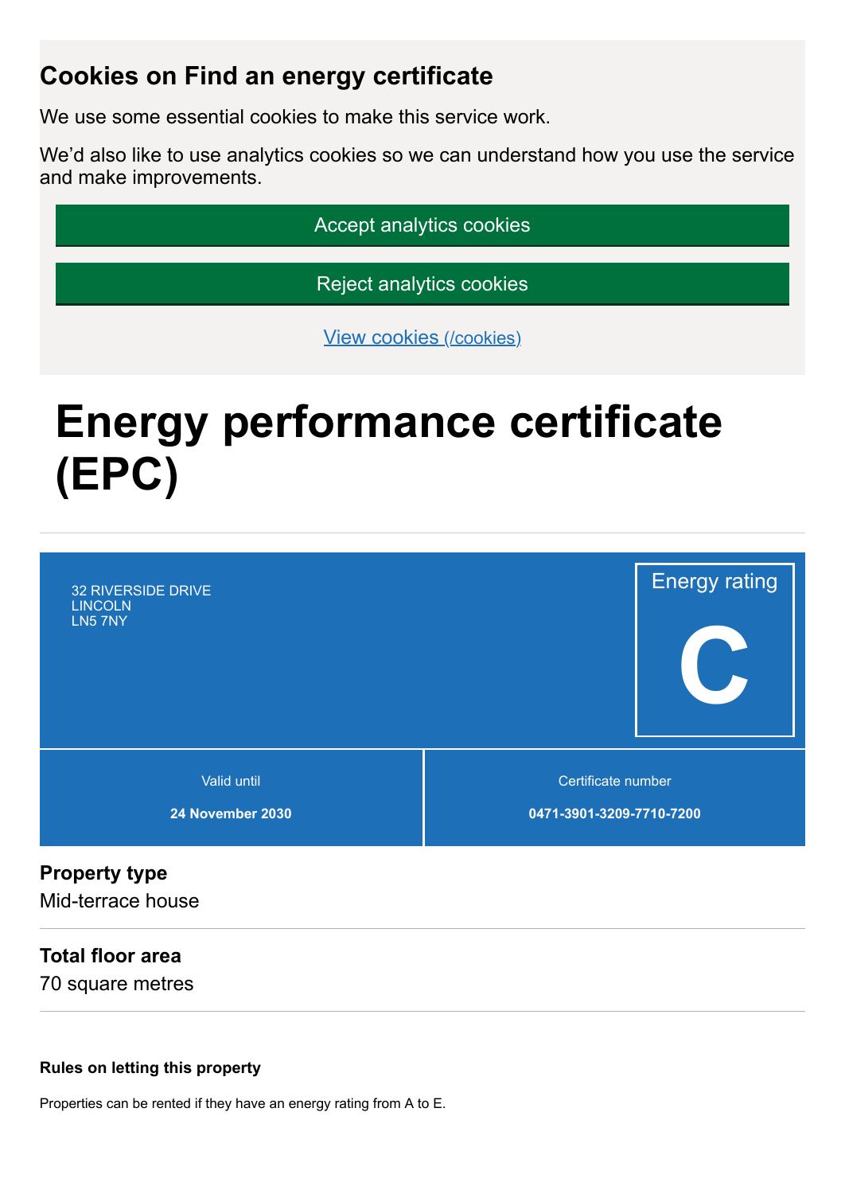## Cookies on Find an energy certificate

We use some essential cookies to make this service work.

We'd also like to use analytics cookies so we can understand how you use the service and make improvements.

Accept analytics cookies

Reject analytics cookies

[View cookies (/cookies)](/cookies)

# Energy performance certificate (EPC)

32 RIVERSIDE DRIVE
LINCOLN
LN5 7NY

Energy rating

**C**

| Valid until | Certificate number |
| --- | --- |
| **24 November 2030** | **0471-3901-3209-7710-7200** |

**Property type**

Mid-terrace house

**Total floor area**

70 square metres

#### Rules on letting this property

Properties can be rented if they have an energy rating from A to E.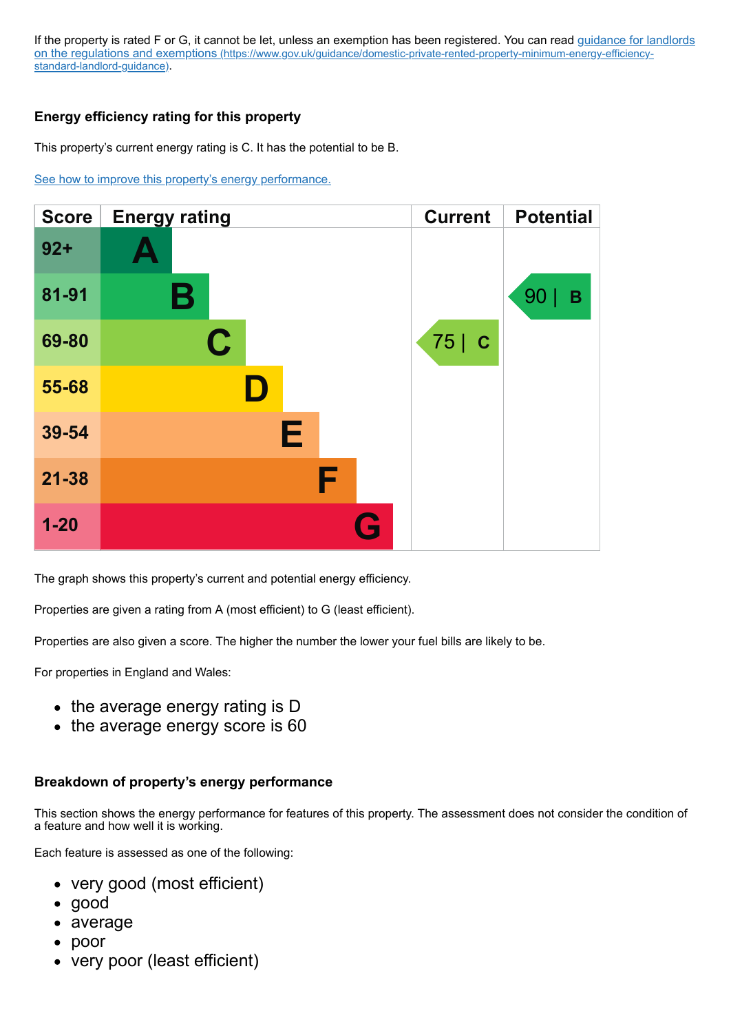If the property is rated F or G, it cannot be let, unless an exemption has been registered. You can read [guidance for landlords on the regulations and exemptions](https://www.gov.uk/guidance/domestic-private-rented-property-minimum-energy-efficiency-standard-landlord-guidance) (https://www.gov.uk/guidance/domestic-private-rented-property-minimum-energy-efficiency-standard-landlord-guidance).

### Energy efficiency rating for this property

This property's current energy rating is C. It has the potential to be B.

See how to improve this property's energy performance.

| Score | Energy rating | Current | Potential |
|---|---|---|---|
| 92+ | A | | |
| 81-91 | B | | 90 \| B |
| 69-80 | C | 75 \| C | |
| 55-68 | D | | |
| 39-54 | E | | |
| 21-38 | F | | |
| 1-20 | G | | |

The graph shows this property's current and potential energy efficiency.

Properties are given a rating from A (most efficient) to G (least efficient).

Properties are also given a score. The higher the number the lower your fuel bills are likely to be.

For properties in England and Wales:

- the average energy rating is D
- the average energy score is 60

### Breakdown of property's energy performance

This section shows the energy performance for features of this property. The assessment does not consider the condition of a feature and how well it is working.

Each feature is assessed as one of the following:

- very good (most efficient)
- good
- average
- poor
- very poor (least efficient)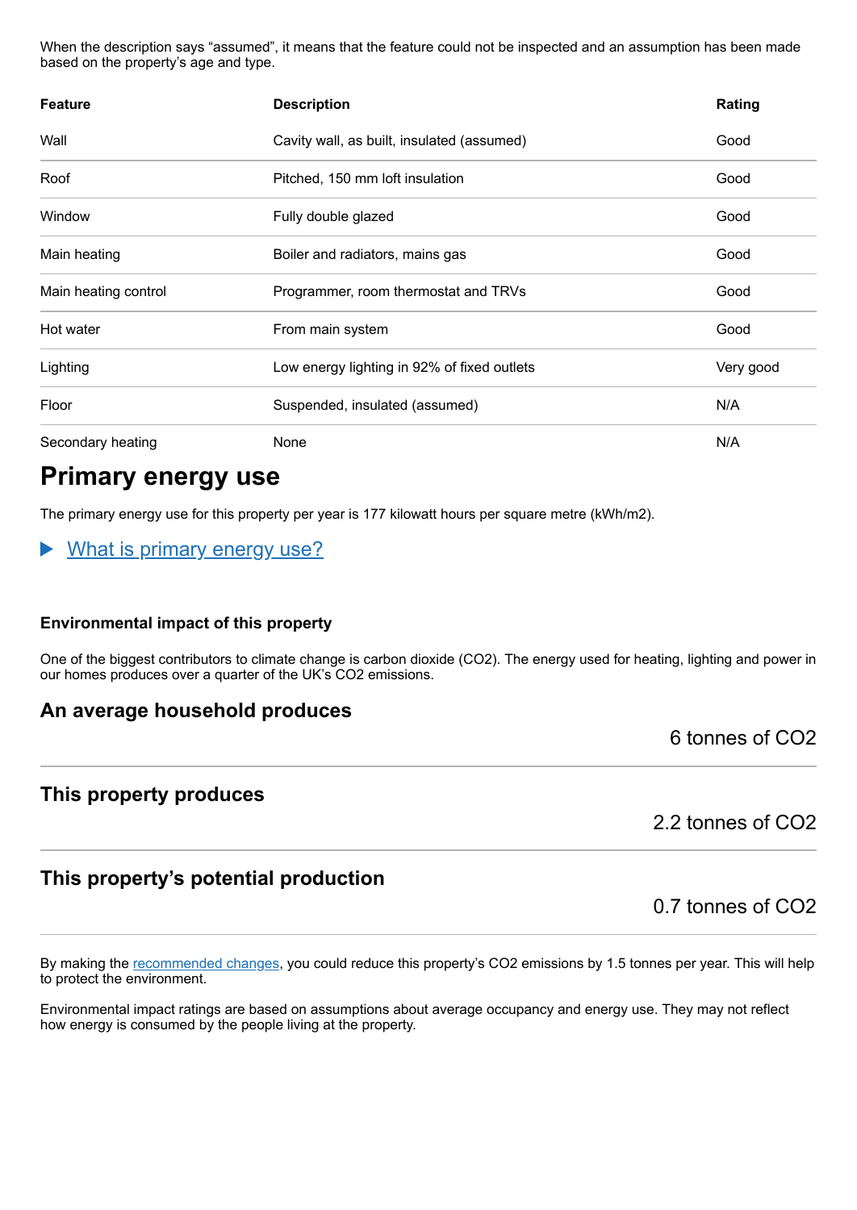When the description says “assumed”, it means that the feature could not be inspected and an assumption has been made based on the property’s age and type.

| Feature | Description | Rating |
| --- | --- | --- |
| Wall | Cavity wall, as built, insulated (assumed) | Good |
| Roof | Pitched, 150 mm loft insulation | Good |
| Window | Fully double glazed | Good |
| Main heating | Boiler and radiators, mains gas | Good |
| Main heating control | Programmer, room thermostat and TRVs | Good |
| Hot water | From main system | Good |
| Lighting | Low energy lighting in 92% of fixed outlets | Very good |
| Floor | Suspended, insulated (assumed) | N/A |
| Secondary heating | None | N/A |

## Primary energy use

The primary energy use for this property per year is 177 kilowatt hours per square metre (kWh/m2).

What is primary energy use?

### Environmental impact of this property

One of the biggest contributors to climate change is carbon dioxide ($CO_2$). The energy used for heating, lighting and power in our homes produces over a quarter of the UK’s $CO_2$ emissions.

### An average household produces

6 tonnes of $CO_2$

### This property produces

2.2 tonnes of $CO_2$

### This property’s potential production

0.7 tonnes of $CO_2$

By making the recommended changes, you could reduce this property’s $CO_2$ emissions by 1.5 tonnes per year. This will help to protect the environment.

Environmental impact ratings are based on assumptions about average occupancy and energy use. They may not reflect how energy is consumed by the people living at the property.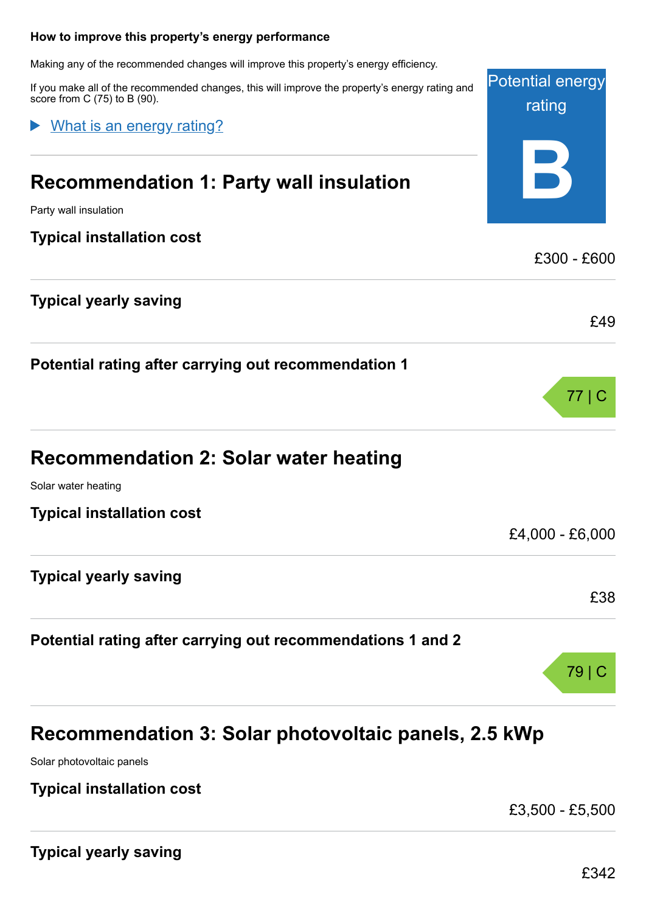### How to improve this property's energy performance

Making any of the recommended changes will improve this property's energy efficiency.

If you make all of the recommended changes, this will improve the property's energy rating and score from C (75) to B (90).

Potential energy rating

**B**

▶ What is an energy rating?

## Recommendation 1: Party wall insulation

Party wall insulation

| | |
|---|---|
| **Typical installation cost** | £300 - £600 |
| **Typical yearly saving** | £49 |
| **Potential rating after carrying out recommendation 1** | 77 \| C |

## Recommendation 2: Solar water heating

Solar water heating

| | |
|---|---|
| **Typical installation cost** | £4,000 - £6,000 |
| **Typical yearly saving** | £38 |
| **Potential rating after carrying out recommendations 1 and 2** | 79 \| C |

## Recommendation 3: Solar photovoltaic panels, 2.5 kWp

Solar photovoltaic panels

| | |
|---|---|
| **Typical installation cost** | £3,500 - £5,500 |
| **Typical yearly saving** | £342 |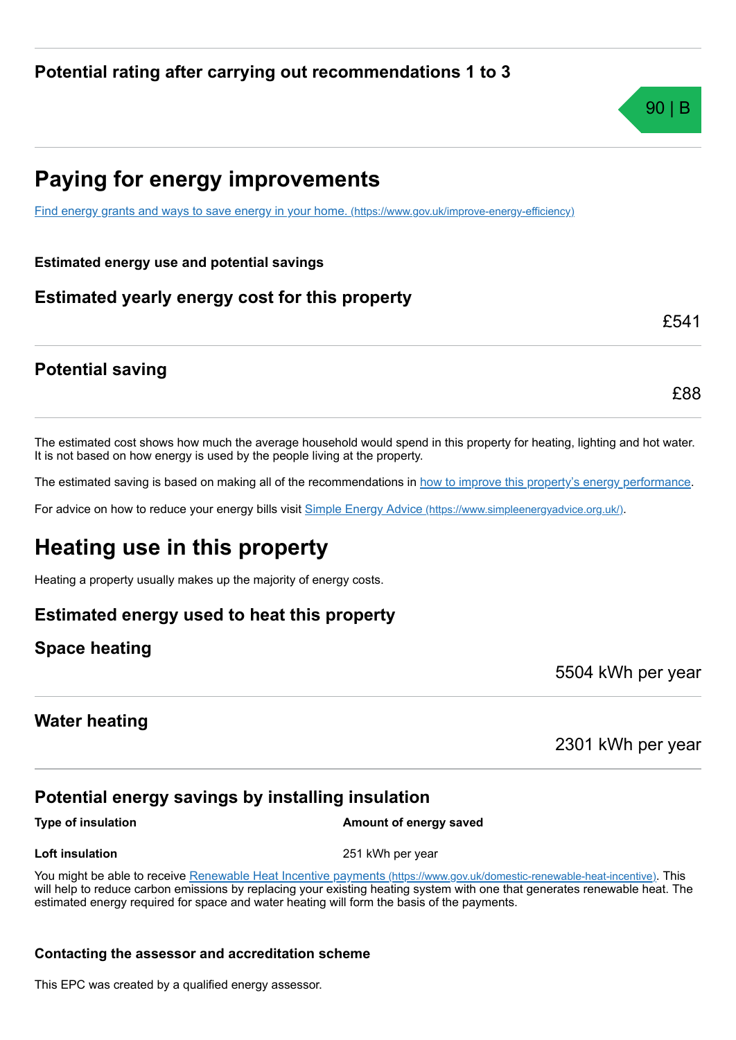### Potential rating after carrying out recommendations 1 to 3

90 | B

## Paying for energy improvements

[Find energy grants and ways to save energy in your home. (https://www.gov.uk/improve-energy-efficiency)](https://www.gov.uk/improve-energy-efficiency)

**Estimated energy use and potential savings**

### Estimated yearly energy cost for this property

£541

### Potential saving

£88

The estimated cost shows how much the average household would spend in this property for heating, lighting and hot water. It is not based on how energy is used by the people living at the property.

The estimated saving is based on making all of the recommendations in how to improve this property's energy performance.

For advice on how to reduce your energy bills visit [Simple Energy Advice (https://www.simpleenergyadvice.org.uk/)](https://www.simpleenergyadvice.org.uk/).

## Heating use in this property

Heating a property usually makes up the majority of energy costs.

### Estimated energy used to heat this property

### Space heating

5504 kWh per year

### Water heating

2301 kWh per year

### Potential energy savings by installing insulation

| Type of insulation | Amount of energy saved |
| --- | --- |
| **Loft insulation** | 251 kWh per year |

You might be able to receive [Renewable Heat Incentive payments (https://www.gov.uk/domestic-renewable-heat-incentive)](https://www.gov.uk/domestic-renewable-heat-incentive). This will help to reduce carbon emissions by replacing your existing heating system with one that generates renewable heat. The estimated energy required for space and water heating will form the basis of the payments.

**Contacting the assessor and accreditation scheme**

This EPC was created by a qualified energy assessor.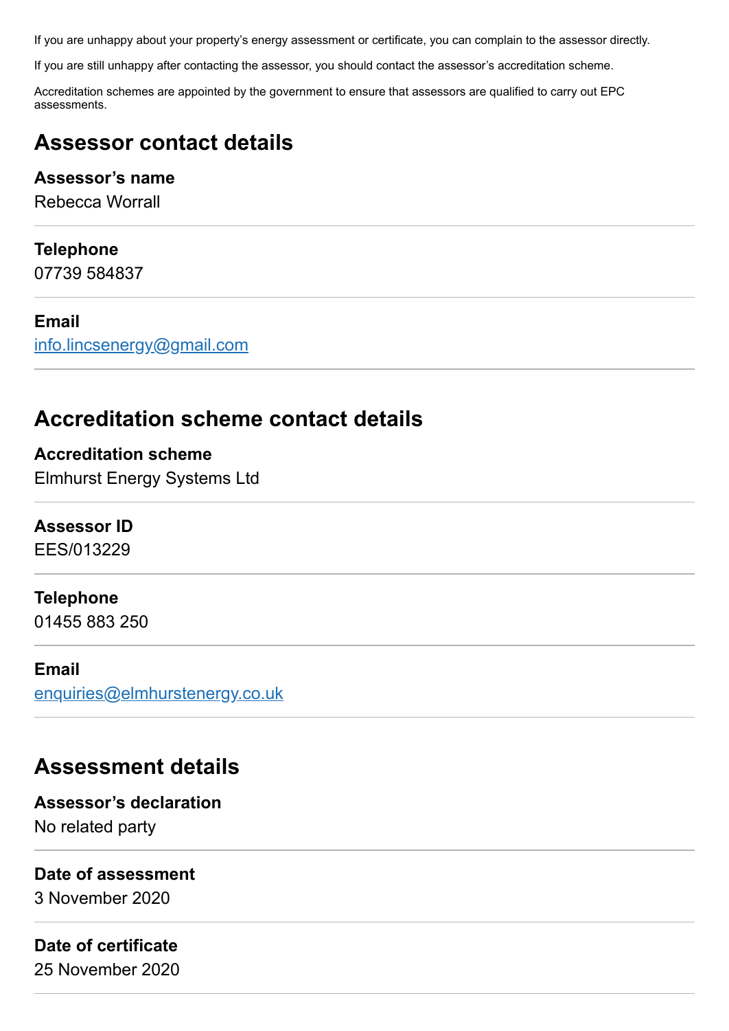If you are unhappy about your property's energy assessment or certificate, you can complain to the assessor directly.

If you are still unhappy after contacting the assessor, you should contact the assessor's accreditation scheme.

Accreditation schemes are appointed by the government to ensure that assessors are qualified to carry out EPC assessments.

## Assessor contact details

**Assessor's name**
Rebecca Worrall

**Telephone**
07739 584837

**Email**
info.lincsenergy@gmail.com

## Accreditation scheme contact details

**Accreditation scheme**
Elmhurst Energy Systems Ltd

**Assessor ID**
EES/013229

**Telephone**
01455 883 250

**Email**
enquiries@elmhurstenergy.co.uk

## Assessment details

**Assessor's declaration**
No related party

**Date of assessment**
3 November 2020

**Date of certificate**
25 November 2020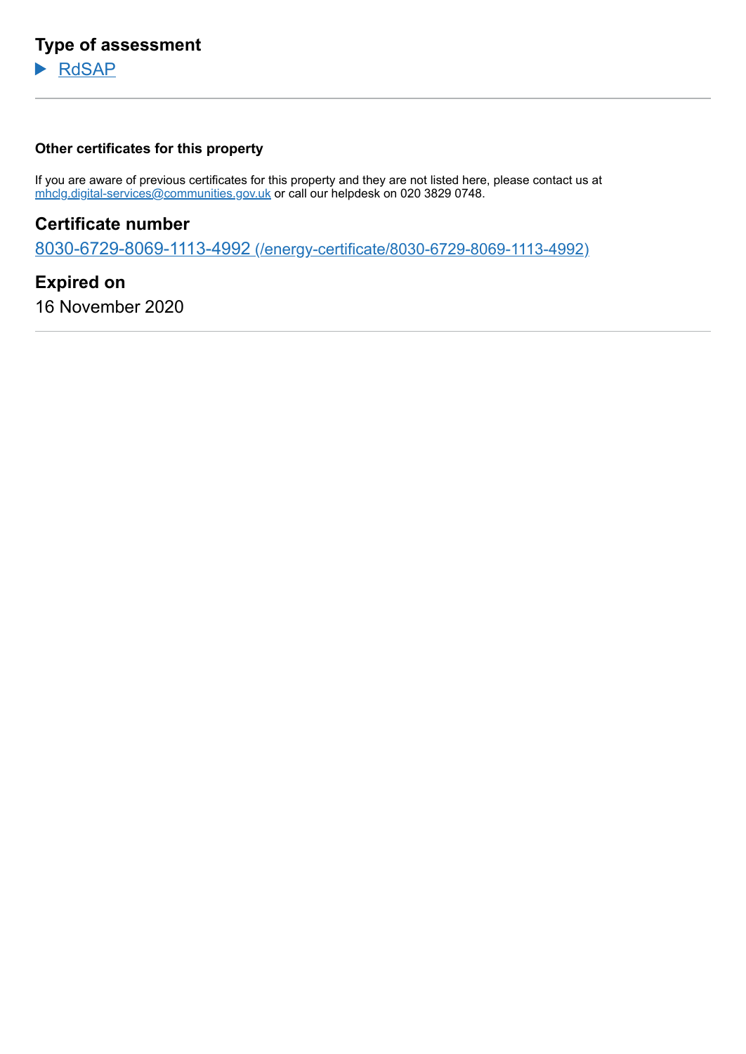## Type of assessment

▶ RdSAP

---

#### Other certificates for this property

If you are aware of previous certificates for this property and they are not listed here, please contact us at mhclg.digital-services@communities.gov.uk or call our helpdesk on 020 3829 0748.

### Certificate number

8030-6729-8069-1113-4992 (/energy-certificate/8030-6729-8069-1113-4992)

### Expired on

16 November 2020

---